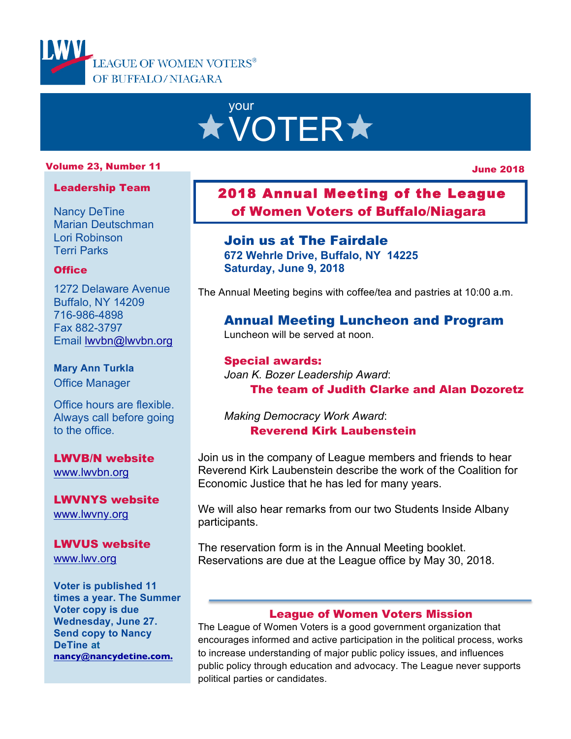LEAGUE OF WOMEN VOTERS® OF BUFFALO/NIAGARA

# your ★VOTER★

**Volume 23, Number 11**

**June 2018**

## 2018 Annual Meeting of the League of Women Voters of Buffalo/Niagara

### Join us at The Fairdale

**672 Wehrle Drive, Buffalo, NY 14225**
**Saturday, June 9, 2018**

The Annual Meeting begins with coffee/tea and pastries at 10:00 a.m.

### Annual Meeting Luncheon and Program

Luncheon will be served at noon.

**Special awards:**

*Joan K. Bozer Leadership Award*:
**The team of Judith Clarke and Alan Dozoretz**

*Making Democracy Work Award*:
**Reverend Kirk Laubenstein**

Join us in the company of League members and friends to hear Reverend Kirk Laubenstein describe the work of the Coalition for Economic Justice that he has led for many years.

We will also hear remarks from our two Students Inside Albany participants.

The reservation form is in the Annual Meeting booklet. Reservations are due at the League office by May 30, 2018.

### League of Women Voters Mission

The League of Women Voters is a good government organization that encourages informed and active participation in the political process, works to increase understanding of major public policy issues, and influences public policy through education and advocacy. The League never supports political parties or candidates.

---

**Leadership Team**

Nancy DeTine
Marian Deutschman
Lori Robinson
Terri Parks

**Office**

1272 Delaware Avenue
Buffalo, NY 14209
716-986-4898
Fax 882-3797
Email lwvbn@lwvbn.org

**Mary Ann Turkla**
Office Manager

Office hours are flexible. Always call before going to the office.

**LWVB/N website**
www.lwvbn.org

**LWVNYS website**
www.lwvny.org

**LWVUS website**
www.lwv.org

**Voter is published 11 times a year. The Summer Voter copy is due Wednesday, June 27. Send copy to Nancy DeTine at nancy@nancydetine.com.**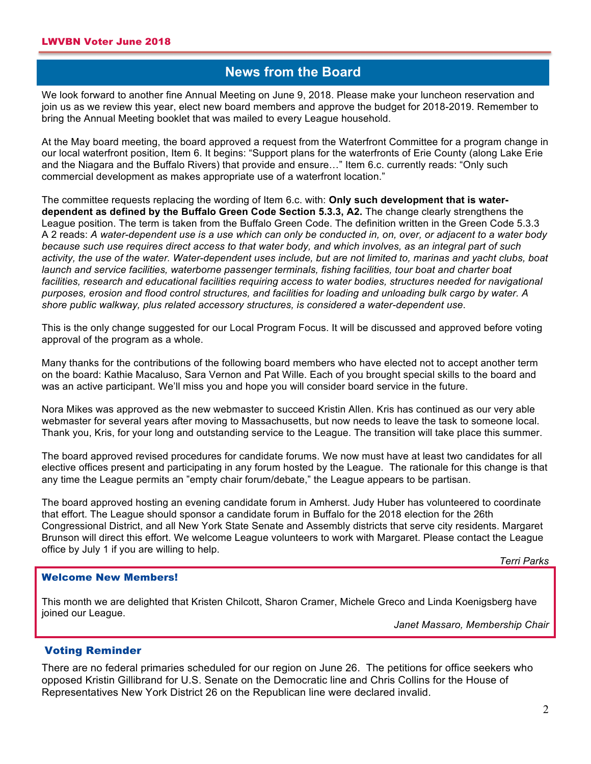## News from the Board

We look forward to another fine Annual Meeting on June 9, 2018. Please make your luncheon reservation and join us as we review this year, elect new board members and approve the budget for 2018-2019. Remember to bring the Annual Meeting booklet that was mailed to every League household.

At the May board meeting, the board approved a request from the Waterfront Committee for a program change in our local waterfront position, Item 6. It begins: "Support plans for the waterfronts of Erie County (along Lake Erie and the Niagara and the Buffalo Rivers) that provide and ensure…" Item 6.c. currently reads: "Only such commercial development as makes appropriate use of a waterfront location."

The committee requests replacing the wording of Item 6.c. with: **Only such development that is water-dependent as defined by the Buffalo Green Code Section 5.3.3, A2.** The change clearly strengthens the League position. The term is taken from the Buffalo Green Code. The definition written in the Green Code 5.3.3 A 2 reads: *A water-dependent use is a use which can only be conducted in, on, over, or adjacent to a water body because such use requires direct access to that water body, and which involves, as an integral part of such activity, the use of the water. Water-dependent uses include, but are not limited to, marinas and yacht clubs, boat launch and service facilities, waterborne passenger terminals, fishing facilities, tour boat and charter boat facilities, research and educational facilities requiring access to water bodies, structures needed for navigational purposes, erosion and flood control structures, and facilities for loading and unloading bulk cargo by water. A shore public walkway, plus related accessory structures, is considered a water-dependent use.*

This is the only change suggested for our Local Program Focus. It will be discussed and approved before voting approval of the program as a whole.

Many thanks for the contributions of the following board members who have elected not to accept another term on the board: Kathie Macaluso, Sara Vernon and Pat Wille. Each of you brought special skills to the board and was an active participant. We'll miss you and hope you will consider board service in the future.

Nora Mikes was approved as the new webmaster to succeed Kristin Allen. Kris has continued as our very able webmaster for several years after moving to Massachusetts, but now needs to leave the task to someone local. Thank you, Kris, for your long and outstanding service to the League. The transition will take place this summer.

The board approved revised procedures for candidate forums. We now must have at least two candidates for all elective offices present and participating in any forum hosted by the League. The rationale for this change is that any time the League permits an "empty chair forum/debate," the League appears to be partisan.

The board approved hosting an evening candidate forum in Amherst. Judy Huber has volunteered to coordinate that effort. The League should sponsor a candidate forum in Buffalo for the 2018 election for the 26th Congressional District, and all New York State Senate and Assembly districts that serve city residents. Margaret Brunson will direct this effort. We welcome League volunteers to work with Margaret. Please contact the League office by July 1 if you are willing to help.

*Terri Parks*

### Welcome New Members!

This month we are delighted that Kristen Chilcott, Sharon Cramer, Michele Greco and Linda Koenigsberg have joined our League.

*Janet Massaro, Membership Chair*

### Voting Reminder

There are no federal primaries scheduled for our region on June 26. The petitions for office seekers who opposed Kristin Gillibrand for U.S. Senate on the Democratic line and Chris Collins for the House of Representatives New York District 26 on the Republican line were declared invalid.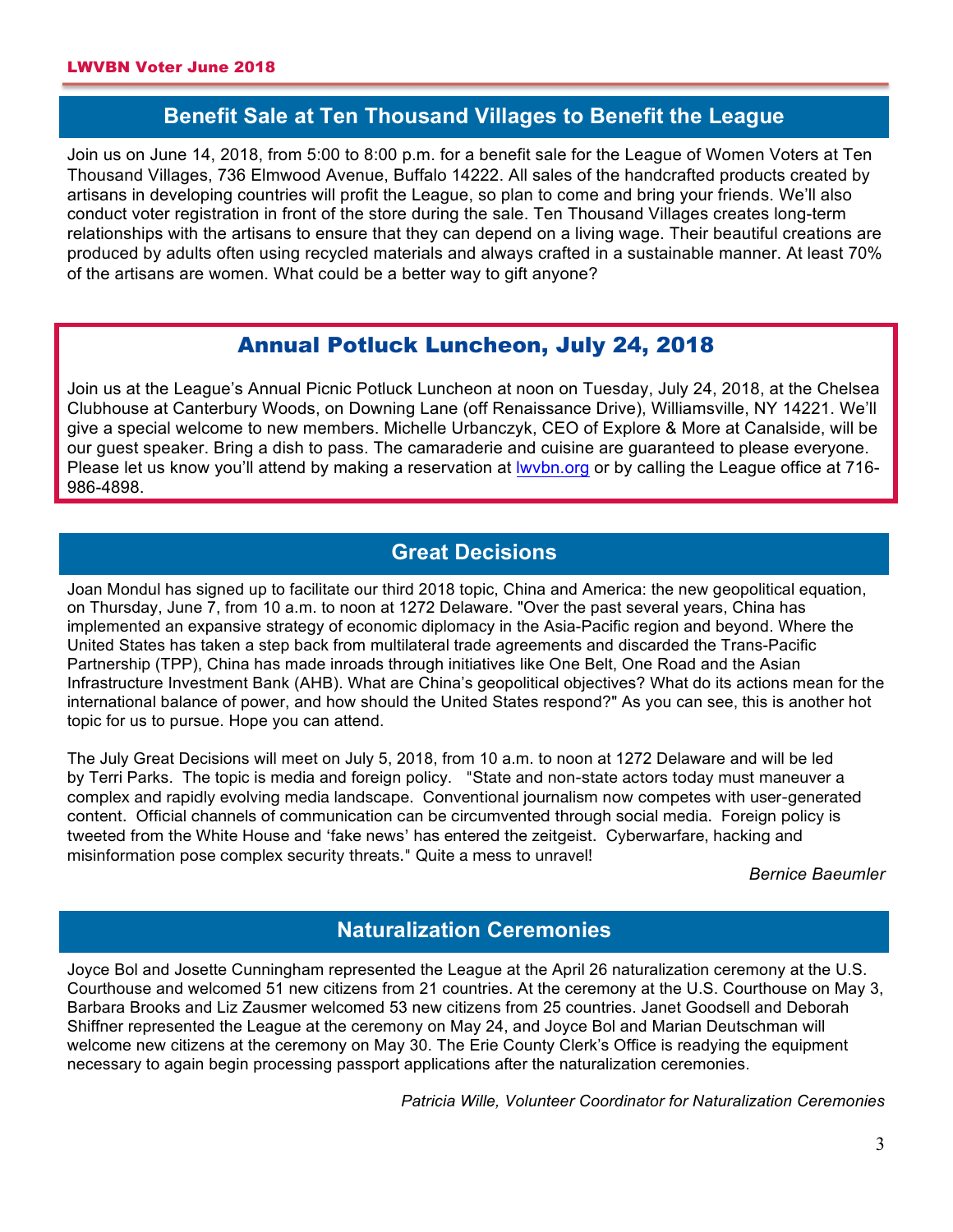## Benefit Sale at Ten Thousand Villages to Benefit the League

Join us on June 14, 2018, from 5:00 to 8:00 p.m. for a benefit sale for the League of Women Voters at Ten Thousand Villages, 736 Elmwood Avenue, Buffalo 14222. All sales of the handcrafted products created by artisans in developing countries will profit the League, so plan to come and bring your friends. We'll also conduct voter registration in front of the store during the sale. Ten Thousand Villages creates long-term relationships with the artisans to ensure that they can depend on a living wage. Their beautiful creations are produced by adults often using recycled materials and always crafted in a sustainable manner. At least 70% of the artisans are women. What could be a better way to gift anyone?

## Annual Potluck Luncheon, July 24, 2018

Join us at the League's Annual Picnic Potluck Luncheon at noon on Tuesday, July 24, 2018, at the Chelsea Clubhouse at Canterbury Woods, on Downing Lane (off Renaissance Drive), Williamsville, NY 14221. We'll give a special welcome to new members. Michelle Urbanczyk, CEO of Explore & More at Canalside, will be our guest speaker. Bring a dish to pass. The camaraderie and cuisine are guaranteed to please everyone. Please let us know you'll attend by making a reservation at lwvbn.org or by calling the League office at 716-986-4898.

## Great Decisions

Joan Mondul has signed up to facilitate our third 2018 topic, China and America: the new geopolitical equation, on Thursday, June 7, from 10 a.m. to noon at 1272 Delaware. "Over the past several years, China has implemented an expansive strategy of economic diplomacy in the Asia-Pacific region and beyond. Where the United States has taken a step back from multilateral trade agreements and discarded the Trans-Pacific Partnership (TPP), China has made inroads through initiatives like One Belt, One Road and the Asian Infrastructure Investment Bank (AHB). What are China's geopolitical objectives? What do its actions mean for the international balance of power, and how should the United States respond?" As you can see, this is another hot topic for us to pursue. Hope you can attend.

The July Great Decisions will meet on July 5, 2018, from 10 a.m. to noon at 1272 Delaware and will be led by Terri Parks. The topic is media and foreign policy. "State and non-state actors today must maneuver a complex and rapidly evolving media landscape. Conventional journalism now competes with user-generated content. Official channels of communication can be circumvented through social media. Foreign policy is tweeted from the White House and 'fake news' has entered the zeitgeist. Cyberwarfare, hacking and misinformation pose complex security threats." Quite a mess to unravel!

*Bernice Baeumler*

## Naturalization Ceremonies

Joyce Bol and Josette Cunningham represented the League at the April 26 naturalization ceremony at the U.S. Courthouse and welcomed 51 new citizens from 21 countries. At the ceremony at the U.S. Courthouse on May 3, Barbara Brooks and Liz Zausmer welcomed 53 new citizens from 25 countries. Janet Goodsell and Deborah Shiffner represented the League at the ceremony on May 24, and Joyce Bol and Marian Deutschman will welcome new citizens at the ceremony on May 30. The Erie County Clerk's Office is readying the equipment necessary to again begin processing passport applications after the naturalization ceremonies.

*Patricia Wille, Volunteer Coordinator for Naturalization Ceremonies*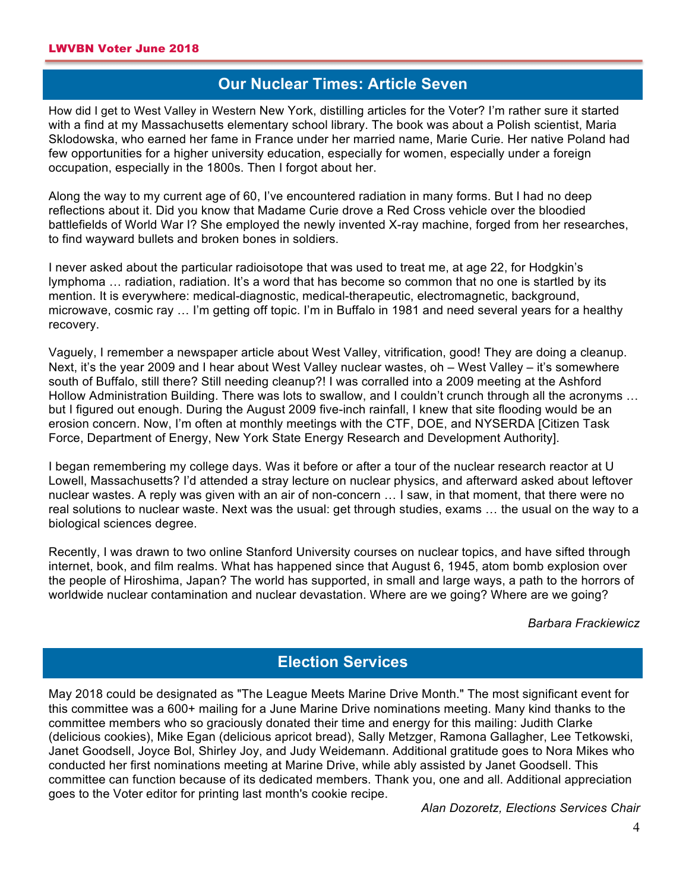## Our Nuclear Times: Article Seven

How did I get to West Valley in Western New York, distilling articles for the Voter? I'm rather sure it started with a find at my Massachusetts elementary school library. The book was about a Polish scientist, Maria Sklodowska, who earned her fame in France under her married name, Marie Curie. Her native Poland had few opportunities for a higher university education, especially for women, especially under a foreign occupation, especially in the 1800s. Then I forgot about her.

Along the way to my current age of 60, I've encountered radiation in many forms. But I had no deep reflections about it. Did you know that Madame Curie drove a Red Cross vehicle over the bloodied battlefields of World War I? She employed the newly invented X-ray machine, forged from her researches, to find wayward bullets and broken bones in soldiers.

I never asked about the particular radioisotope that was used to treat me, at age 22, for Hodgkin's lymphoma … radiation, radiation. It's a word that has become so common that no one is startled by its mention. It is everywhere: medical-diagnostic, medical-therapeutic, electromagnetic, background, microwave, cosmic ray … I'm getting off topic. I'm in Buffalo in 1981 and need several years for a healthy recovery.

Vaguely, I remember a newspaper article about West Valley, vitrification, good! They are doing a cleanup. Next, it's the year 2009 and I hear about West Valley nuclear wastes, oh – West Valley – it's somewhere south of Buffalo, still there? Still needing cleanup?! I was corralled into a 2009 meeting at the Ashford Hollow Administration Building. There was lots to swallow, and I couldn't crunch through all the acronyms … but I figured out enough. During the August 2009 five-inch rainfall, I knew that site flooding would be an erosion concern. Now, I'm often at monthly meetings with the CTF, DOE, and NYSERDA [Citizen Task Force, Department of Energy, New York State Energy Research and Development Authority].

I began remembering my college days. Was it before or after a tour of the nuclear research reactor at U Lowell, Massachusetts? I'd attended a stray lecture on nuclear physics, and afterward asked about leftover nuclear wastes. A reply was given with an air of non-concern … I saw, in that moment, that there were no real solutions to nuclear waste. Next was the usual: get through studies, exams … the usual on the way to a biological sciences degree.

Recently, I was drawn to two online Stanford University courses on nuclear topics, and have sifted through internet, book, and film realms. What has happened since that August 6, 1945, atom bomb explosion over the people of Hiroshima, Japan? The world has supported, in small and large ways, a path to the horrors of worldwide nuclear contamination and nuclear devastation. Where are we going? Where are we going?

*Barbara Frackiewicz*

## Election Services

May 2018 could be designated as "The League Meets Marine Drive Month." The most significant event for this committee was a 600+ mailing for a June Marine Drive nominations meeting. Many kind thanks to the committee members who so graciously donated their time and energy for this mailing: Judith Clarke (delicious cookies), Mike Egan (delicious apricot bread), Sally Metzger, Ramona Gallagher, Lee Tetkowski, Janet Goodsell, Joyce Bol, Shirley Joy, and Judy Weidemann. Additional gratitude goes to Nora Mikes who conducted her first nominations meeting at Marine Drive, while ably assisted by Janet Goodsell. This committee can function because of its dedicated members. Thank you, one and all. Additional appreciation goes to the Voter editor for printing last month's cookie recipe.

*Alan Dozoretz, Elections Services Chair*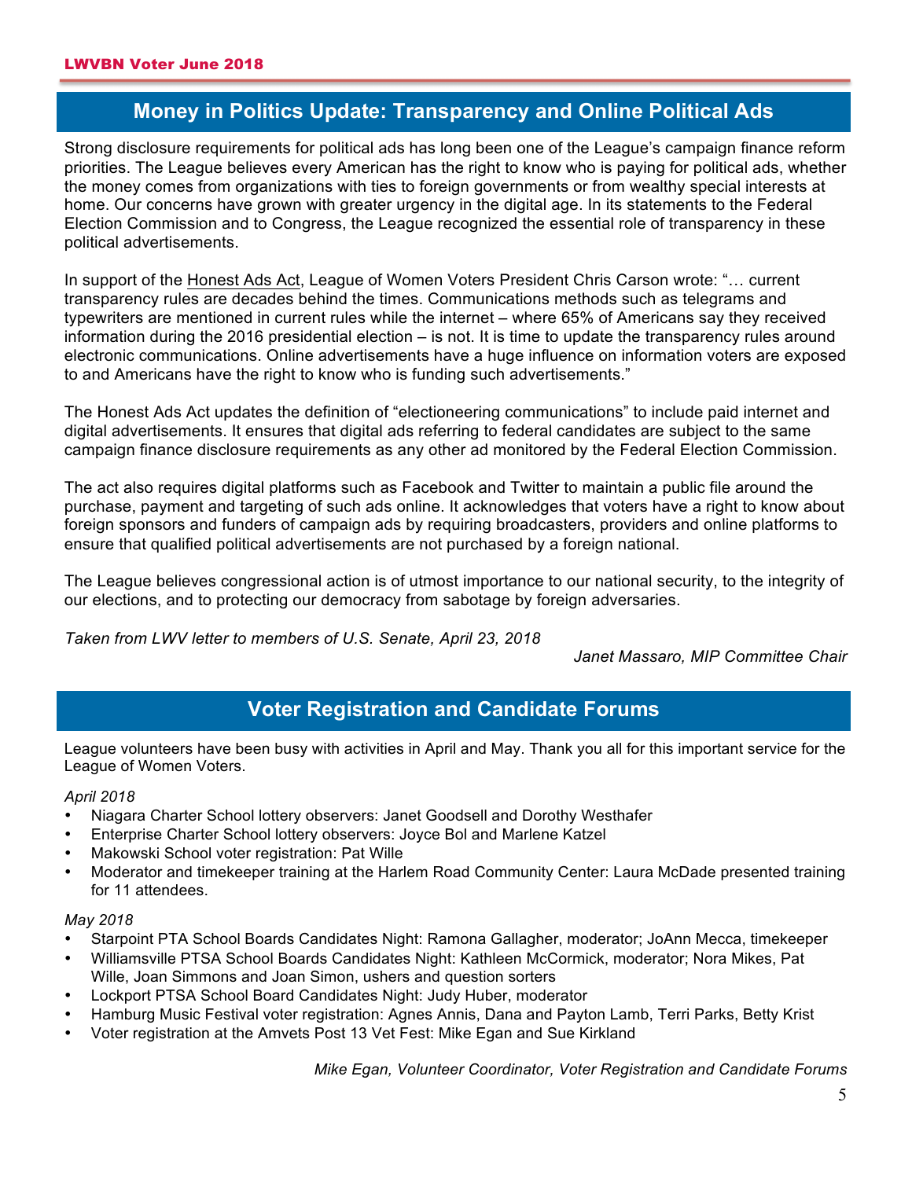## Money in Politics Update: Transparency and Online Political Ads

Strong disclosure requirements for political ads has long been one of the League's campaign finance reform priorities. The League believes every American has the right to know who is paying for political ads, whether the money comes from organizations with ties to foreign governments or from wealthy special interests at home. Our concerns have grown with greater urgency in the digital age. In its statements to the Federal Election Commission and to Congress, the League recognized the essential role of transparency in these political advertisements.

In support of the Honest Ads Act, League of Women Voters President Chris Carson wrote: "… current transparency rules are decades behind the times. Communications methods such as telegrams and typewriters are mentioned in current rules while the internet – where 65% of Americans say they received information during the 2016 presidential election – is not. It is time to update the transparency rules around electronic communications. Online advertisements have a huge influence on information voters are exposed to and Americans have the right to know who is funding such advertisements."

The Honest Ads Act updates the definition of "electioneering communications" to include paid internet and digital advertisements. It ensures that digital ads referring to federal candidates are subject to the same campaign finance disclosure requirements as any other ad monitored by the Federal Election Commission.

The act also requires digital platforms such as Facebook and Twitter to maintain a public file around the purchase, payment and targeting of such ads online. It acknowledges that voters have a right to know about foreign sponsors and funders of campaign ads by requiring broadcasters, providers and online platforms to ensure that qualified political advertisements are not purchased by a foreign national.

The League believes congressional action is of utmost importance to our national security, to the integrity of our elections, and to protecting our democracy from sabotage by foreign adversaries.

*Taken from LWV letter to members of U.S. Senate, April 23, 2018*

*Janet Massaro, MIP Committee Chair*

## Voter Registration and Candidate Forums

League volunteers have been busy with activities in April and May. Thank you all for this important service for the League of Women Voters.

*April 2018*

- Niagara Charter School lottery observers: Janet Goodsell and Dorothy Westhafer
- Enterprise Charter School lottery observers: Joyce Bol and Marlene Katzel
- Makowski School voter registration: Pat Wille
- Moderator and timekeeper training at the Harlem Road Community Center: Laura McDade presented training for 11 attendees.

*May 2018*

- Starpoint PTA School Boards Candidates Night: Ramona Gallagher, moderator; JoAnn Mecca, timekeeper
- Williamsville PTSA School Boards Candidates Night: Kathleen McCormick, moderator; Nora Mikes, Pat Wille, Joan Simmons and Joan Simon, ushers and question sorters
- Lockport PTSA School Board Candidates Night: Judy Huber, moderator
- Hamburg Music Festival voter registration: Agnes Annis, Dana and Payton Lamb, Terri Parks, Betty Krist
- Voter registration at the Amvets Post 13 Vet Fest: Mike Egan and Sue Kirkland

*Mike Egan, Volunteer Coordinator, Voter Registration and Candidate Forums*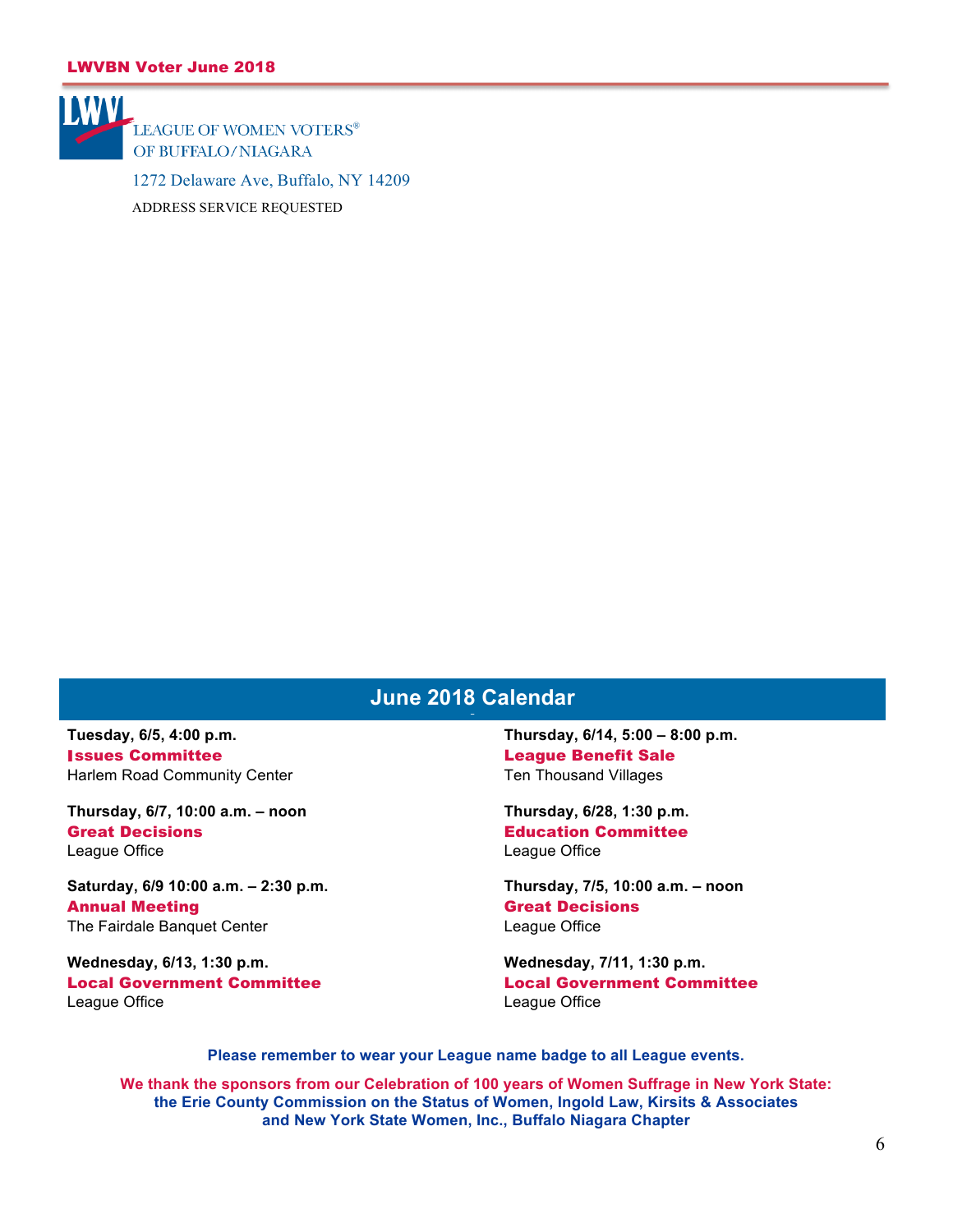LEAGUE OF WOMEN VOTERS®
OF BUFFALO/NIAGARA

1272 Delaware Ave, Buffalo, NY 14209

ADDRESS SERVICE REQUESTED

## June 2018 Calendar

**Tuesday, 6/5, 4:00 p.m.**
**Issues Committee**
Harlem Road Community Center

**Thursday, 6/7, 10:00 a.m. – noon**
**Great Decisions**
League Office

**Saturday, 6/9 10:00 a.m. – 2:30 p.m.**
**Annual Meeting**
The Fairdale Banquet Center

**Wednesday, 6/13, 1:30 p.m.**
**Local Government Committee**
League Office

**Thursday, 6/14, 5:00 – 8:00 p.m.**
**League Benefit Sale**
Ten Thousand Villages

**Thursday, 6/28, 1:30 p.m.**
**Education Committee**
League Office

**Thursday, 7/5, 10:00 a.m. – noon**
**Great Decisions**
League Office

**Wednesday, 7/11, 1:30 p.m.**
**Local Government Committee**
League Office

**Please remember to wear your League name badge to all League events.**

**We thank the sponsors from our Celebration of 100 years of Women Suffrage in New York State: the Erie County Commission on the Status of Women, Ingold Law, Kirsits & Associates and New York State Women, Inc., Buffalo Niagara Chapter**